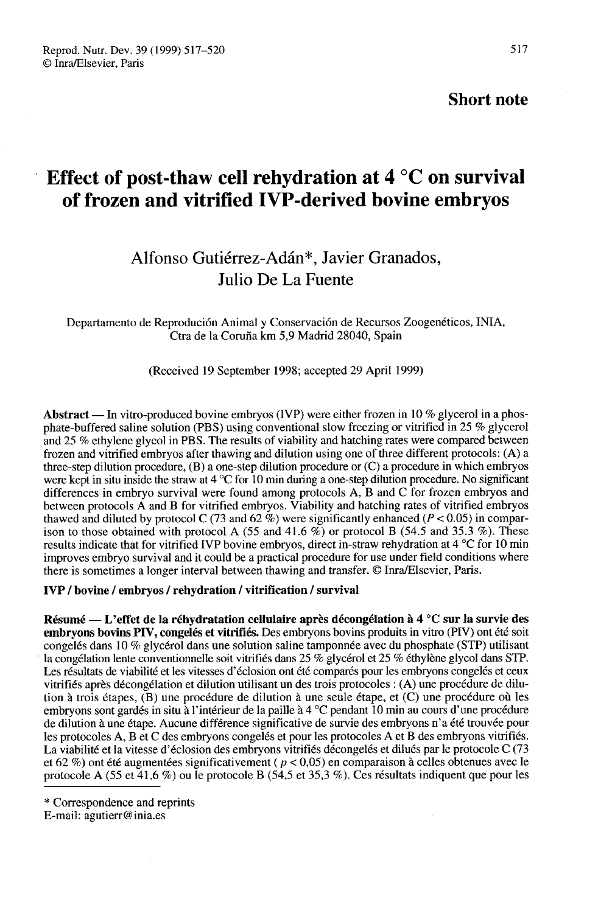**Short note**

# Effect of post-thaw cell rehydration at 4 °C on survival of frozen and vitrified IVP-derived bovine embryos

Alfonso Gutiérrez-Adán*, Javier Granados, Julio De La Fuente

Departamento de Reproducción Animal y Conservación de Recursos Zoogenéticos, INIA, Ctra de la Coruña km 5,9 Madrid 28040, Spain

(Received 19 September 1998; accepted 29 April 1999)

**Abstract** — In vitro-produced bovine embryos (IVP) were either frozen in 10 % glycerol in a phosphate-buffered saline solution (PBS) using conventional slow freezing or vitrified in 25 % glycerol and 25 % ethylene glycol in PBS. The results of viability and hatching rates were compared between frozen and vitrified embryos after thawing and dilution using one of three different protocols: (A) a three-step dilution procedure, (B) a one-step dilution procedure or (C) a procedure in which embryos were kept in situ inside the straw at 4 °C for 10 min during a one-step dilution procedure. No significant differences in embryo survival were found among protocols A, B and C for frozen embryos and between protocols A and B for vitrified embryos. Viability and hatching rates of vitrified embryos thawed and diluted by protocol C (73 and 62 %) were significantly enhanced ($P < 0.05$) in comparison to those obtained with protocol A (55 and 41.6 %) or protocol B (54.5 and 35.3 %). These results indicate that for vitrified IVP bovine embryos, direct in-straw rehydration at 4 °C for 10 min improves embryo survival and it could be a practical procedure for use under field conditions where there is sometimes a longer interval between thawing and transfer. © Inra/Elsevier, Paris.

**IVP / bovine / embryos / rehydration / vitrification / survival**

**Résumé** — **L'effet de la réhydratation cellulaire après décongélation à 4 °C sur la survie des embryons bovins PIV, congelés et vitrifiés.** Des embryons bovins produits in vitro (PIV) ont été soit congelés dans 10 % glycérol dans une solution saline tamponnée avec du phosphate (STP) utilisant la congélation lente conventionnelle soit vitrifiés dans 25 % glycérol et 25 % éthylène glycol dans STP. Les résultats de viabilité et les vitesses d'éclosion ont été comparés pour les embryons congelés et ceux vitrifiés après décongélation et dilution utilisant un des trois protocoles : (A) une procédure de dilution à trois étapes, (B) une procédure de dilution à une seule étape, et (C) une procédure où les embryons sont gardés in situ à l'intérieur de la paille à 4 °C pendant 10 min au cours d'une procédure de dilution à une étape. Aucune différence significative de survie des embryons n'a été trouvée pour les protocoles A, B et C des embryons congelés et pour les protocoles A et B des embryons vitrifiés. La viabilité et la vitesse d'éclosion des embryons vitrifiés décongelés et dilués par le protocole C (73 et 62 %) ont été augmentées significativement ($p < 0,05$) en comparaison à celles obtenues avec le protocole A (55 et 41,6 %) ou le protocole B (54,5 et 35,3 %). Ces résultats indiquent que pour les

\* Correspondence and reprints
E-mail: agutierr@inia.es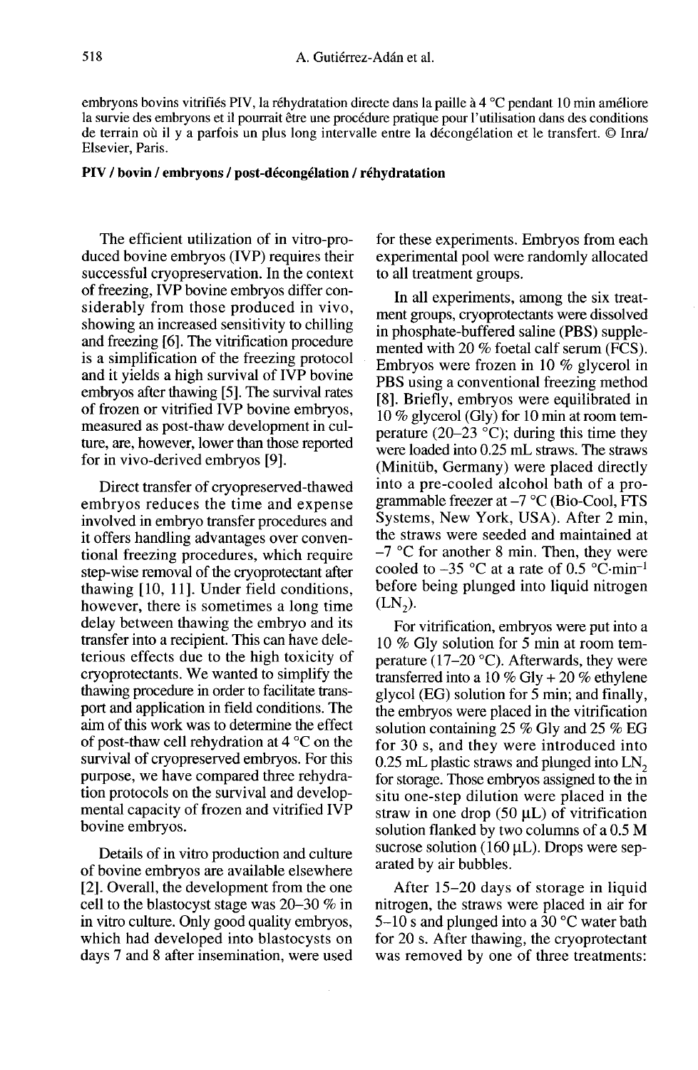embryons bovins vitrifiés PIV, la réhydratation directe dans la paille à 4 °C pendant 10 min améliore la survie des embryons et il pourrait être une procédure pratique pour l'utilisation dans des conditions de terrain où il y a parfois un plus long intervalle entre la décongélation et le transfert. © Inra/Elsevier, Paris.

**PIV / bovin / embryons / post-décongélation / réhydratation**

The efficient utilization of in vitro-produced bovine embryos (IVP) requires their successful cryopreservation. In the context of freezing, IVP bovine embryos differ considerably from those produced in vivo, showing an increased sensitivity to chilling and freezing [6]. The vitrification procedure is a simplification of the freezing protocol and it yields a high survival of IVP bovine embryos after thawing [5]. The survival rates of frozen or vitrified IVP bovine embryos, measured as post-thaw development in culture, are, however, lower than those reported for in vivo-derived embryos [9].

Direct transfer of cryopreserved-thawed embryos reduces the time and expense involved in embryo transfer procedures and it offers handling advantages over conventional freezing procedures, which require step-wise removal of the cryoprotectant after thawing [10, 11]. Under field conditions, however, there is sometimes a long time delay between thawing the embryo and its transfer into a recipient. This can have deleterious effects due to the high toxicity of cryoprotectants. We wanted to simplify the thawing procedure in order to facilitate transport and application in field conditions. The aim of this work was to determine the effect of post-thaw cell rehydration at 4 °C on the survival of cryopreserved embryos. For this purpose, we have compared three rehydration protocols on the survival and developmental capacity of frozen and vitrified IVP bovine embryos.

Details of in vitro production and culture of bovine embryos are available elsewhere [2]. Overall, the development from the one cell to the blastocyst stage was 20–30 % in in vitro culture. Only good quality embryos, which had developed into blastocysts on days 7 and 8 after insemination, were used for these experiments. Embryos from each experimental pool were randomly allocated to all treatment groups.

In all experiments, among the six treatment groups, cryoprotectants were dissolved in phosphate-buffered saline (PBS) supplemented with 20 % foetal calf serum (FCS). Embryos were frozen in 10 % glycerol in PBS using a conventional freezing method [8]. Briefly, embryos were equilibrated in 10 % glycerol (Gly) for 10 min at room temperature (20–23 °C); during this time they were loaded into 0.25 mL straws. The straws (Minitüb, Germany) were placed directly into a pre-cooled alcohol bath of a programmable freezer at –7 °C (Bio-Cool, FTS Systems, New York, USA). After 2 min, the straws were seeded and maintained at –7 °C for another 8 min. Then, they were cooled to –35 °C at a rate of 0.5 °C·min$^{-1}$ before being plunged into liquid nitrogen ($LN_2$).

For vitrification, embryos were put into a 10 % Gly solution for 5 min at room temperature (17–20 °C). Afterwards, they were transferred into a 10 % Gly + 20 % ethylene glycol (EG) solution for 5 min; and finally, the embryos were placed in the vitrification solution containing 25 % Gly and 25 % EG for 30 s, and they were introduced into 0.25 mL plastic straws and plunged into $LN_2$ for storage. Those embryos assigned to the in situ one-step dilution were placed in the straw in one drop (50 μL) of vitrification solution flanked by two columns of a 0.5 M sucrose solution (160 μL). Drops were separated by air bubbles.

After 15–20 days of storage in liquid nitrogen, the straws were placed in air for 5–10 s and plunged into a 30 °C water bath for 20 s. After thawing, the cryoprotectant was removed by one of three treatments: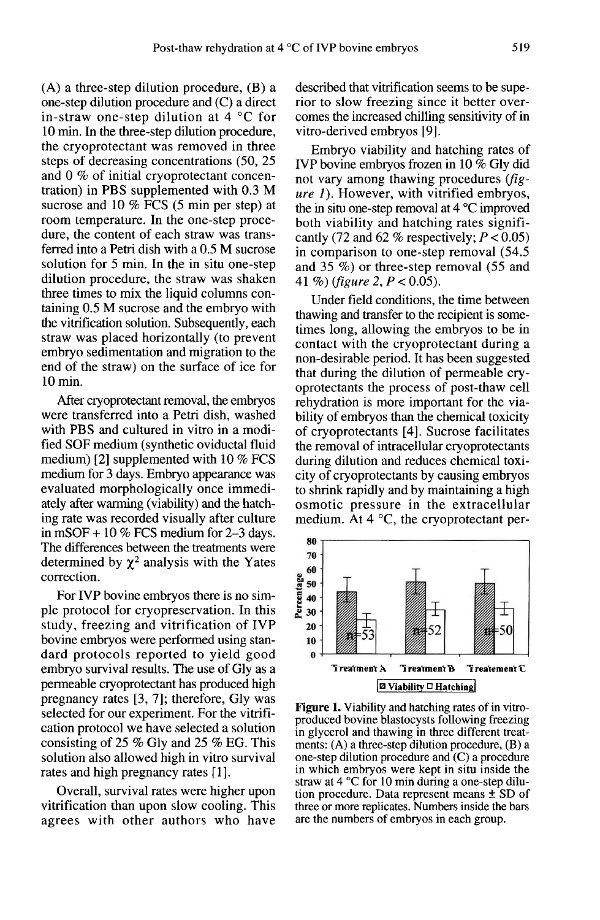(A) a three-step dilution procedure, (B) a one-step dilution procedure and (C) a direct in-straw one-step dilution at 4 °C for 10 min. In the three-step dilution procedure, the cryoprotectant was removed in three steps of decreasing concentrations (50, 25 and 0 % of initial cryoprotectant concentration) in PBS supplemented with 0.3 M sucrose and 10 % FCS (5 min per step) at room temperature. In the one-step procedure, the content of each straw was transferred into a Petri dish with a 0.5 M sucrose solution for 5 min. In the in situ one-step dilution procedure, the straw was shaken three times to mix the liquid columns containing 0.5 M sucrose and the embryo with the vitrification solution. Subsequently, each straw was placed horizontally (to prevent embryo sedimentation and migration to the end of the straw) on the surface of ice for 10 min.

After cryoprotectant removal, the embryos were transferred into a Petri dish, washed with PBS and cultured in vitro in a modified SOF medium (synthetic oviductal fluid medium) [2] supplemented with 10 % FCS medium for 3 days. Embryo appearance was evaluated morphologically once immediately after warming (viability) and the hatching rate was recorded visually after culture in mSOF + 10 % FCS medium for 2–3 days. The differences between the treatments were determined by $\chi^2$ analysis with the Yates correction.

For IVP bovine embryos there is no simple protocol for cryopreservation. In this study, freezing and vitrification of IVP bovine embryos were performed using standard protocols reported to yield good embryo survival results. The use of Gly as a permeable cryoprotectant has produced high pregnancy rates [3, 7]; therefore, Gly was selected for our experiment. For the vitrification protocol we have selected a solution consisting of 25 % Gly and 25 % EG. This solution also allowed high in vitro survival rates and high pregnancy rates [1].

Overall, survival rates were higher upon vitrification than upon slow cooling. This agrees with other authors who have described that vitrification seems to be superior to slow freezing since it better overcomes the increased chilling sensitivity of in vitro-derived embryos [9].

Embryo viability and hatching rates of IVP bovine embryos frozen in 10 % Gly did not vary among thawing procedures (*figure 1*). However, with vitrified embryos, the in situ one-step removal at 4 °C improved both viability and hatching rates significantly (72 and 62 % respectively; $P < 0.05$) in comparison to one-step removal (54.5 and 35 %) or three-step removal (55 and 41 %) (*figure 2*, $P < 0.05$).

Under field conditions, the time between thawing and transfer to the recipient is sometimes long, allowing the embryos to be in contact with the cryoprotectant during a non-desirable period. It has been suggested that during the dilution of permeable cryoprotectants the process of post-thaw cell rehydration is more important for the viability of embryos than the chemical toxicity of cryoprotectants [4]. Sucrose facilitates the removal of intracellular cryoprotectants during dilution and reduces chemical toxicity of cryoprotectants by causing embryos to shrink rapidly and by maintaining a high osmotic pressure in the extracellular medium. At 4 °C, the cryoprotectant per-

**Figure 1.** Viability and hatching rates of in vitro-produced bovine blastocysts following freezing in glycerol and thawing in three different treatments: (A) a three-step dilution procedure, (B) a one-step dilution procedure and (C) a procedure in which embryos were kept in situ inside the straw at 4 °C for 10 min during a one-step dilution procedure. Data represent means ± SD of three or more replicates. Numbers inside the bars are the numbers of embryos in each group.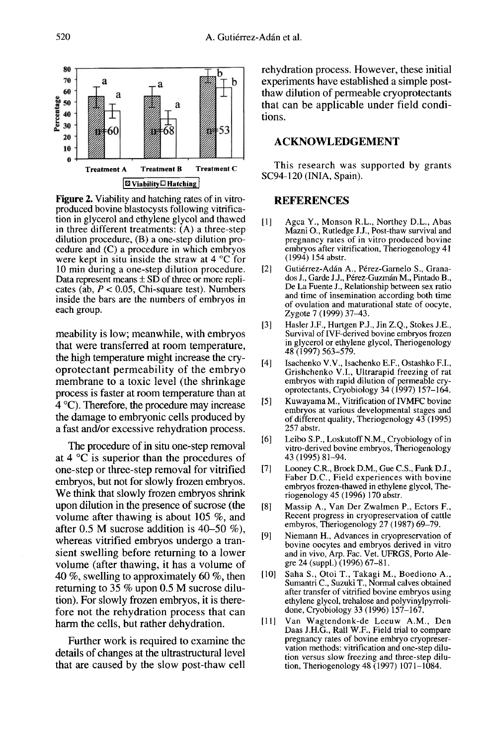80
70
60
50
40
30
20
10
0

Percentage

a a a a b b

n=60 n=68 n=53

Treatment A Treatment B Treatment C

Viability Hatching

**Figure 2.** Viability and hatching rates of in vitro-produced bovine blastocysts following vitrification in glycerol and ethylene glycol and thawed in three different treatments: (A) a three-step dilution procedure, (B) a one-step dilution procedure and (C) a procedure in which embryos were kept in situ inside the straw at 4 °C for 10 min during a one-step dilution procedure. Data represent means ± SD of three or more replicates (ab, $P < 0.05$, Chi-square test). Numbers inside the bars are the numbers of embryos in each group.

meability is low; meanwhile, with embryos that were transferred at room temperature, the high temperature might increase the cryoprotectant permeability of the embryo membrane to a toxic level (the shrinkage process is faster at room temperature than at 4 °C). Therefore, the procedure may increase the damage to embryonic cells produced by a fast and/or excessive rehydration process.

The procedure of in situ one-step removal at 4 °C is superior than the procedures of one-step or three-step removal for vitrified embryos, but not for slowly frozen embryos. We think that slowly frozen embryos shrink upon dilution in the presence of sucrose (the volume after thawing is about 105 %, and after 0.5 M sucrose addition is 40–50 %), whereas vitrified embryos undergo a transient swelling before returning to a lower volume (after thawing, it has a volume of 40 %, swelling to approximately 60 %, then returning to 35 % upon 0.5 M sucrose dilution). For slowly frozen embryos, it is therefore not the rehydration process that can harm the cells, but rather dehydration.

Further work is required to examine the details of changes at the ultrastructural level that are caused by the slow post-thaw cell rehydration process. However, these initial experiments have established a simple post-thaw dilution of permeable cryoprotectants that can be applicable under field conditions.

## ACKNOWLEDGEMENT

This research was supported by grants SC94-120 (INIA, Spain).

## REFERENCES

[1] Agca Y., Monson R.L., Northey D.L., Abas Mazni O., Rutledge J.J., Post-thaw survival and pregnancy rates of in vitro produced bovine embryos after vitrification, Theriogenology 41 (1994) 154 abstr.

[2] Gutiérrez-Adán A., Pérez-Garnelo S., Granados J., Garde J.J., Pérez-Guzmán M., Pintado B., De La Fuente J., Relationship between sex ratio and time of insemination according both time of ovulation and maturational state of oocyte, Zygote 7 (1999) 37–43.

[3] Hasler J.F., Hurtgen P.J., Jin Z.Q., Stokes J.E., Survival of IVF-derived bovine embryos frozen in glycerol or ethylene glycol, Theriogenology 48 (1997) 563–579.

[4] Isachenko V.V., Isachenko E.F., Ostashko F.I., Grishchenko V.I., Ultrarapid freezing of rat embryos with rapid dilution of permeable cryoprotectants, Cryobiology 34 (1997) 157–164.

[5] Kuwayama M., Vitrification of IVMFC bovine embryos at various developmental stages and of different quality, Theriogenology 43 (1995) 257 abstr.

[6] Leibo S.P., Loskutoff N.M., Cryobiology of in vitro-derived bovine embryos, Theriogenology 43 (1995) 81–94.

[7] Looney C.R., Broek D.M., Gue C.S., Funk D.J., Faber D.C., Field experiences with bovine embryos frozen-thawed in ethylene glycol, Theriogenology 45 (1996) 170 abstr.

[8] Massip A., Van Der Zwalmen P., Ectors F., Recent progress in cryopreservation of cattle embyros, Theriogenology 27 (1987) 69–79.

[9] Niemann H., Advances in cryopreservation of bovine oocytes and embryos derived in vitro and in vivo, Arp. Fac. Vet. UFRGS, Porto Alegre 24 (suppl.) (1996) 67–81.

[10] Saha S., Otoi T., Takagi M., Boediono A., Sumantri C., Suzuki T., Normal calves obtained after transfer of vitrified bovine embryos using ethylene glycol, trehalose and polyvinylpyrrolidone, Cryobiology 33 (1996) 157–167.

[11] Van Wagtendonk-de Leeuw A.M., Den Daas J.H.G., Rall W.F., Field trial to compare pregnancy rates of bovine embryo cryopreservation methods: vitrification and one-step dilution versus slow freezing and three-step dilution, Theriogenology 48 (1997) 1071–1084.